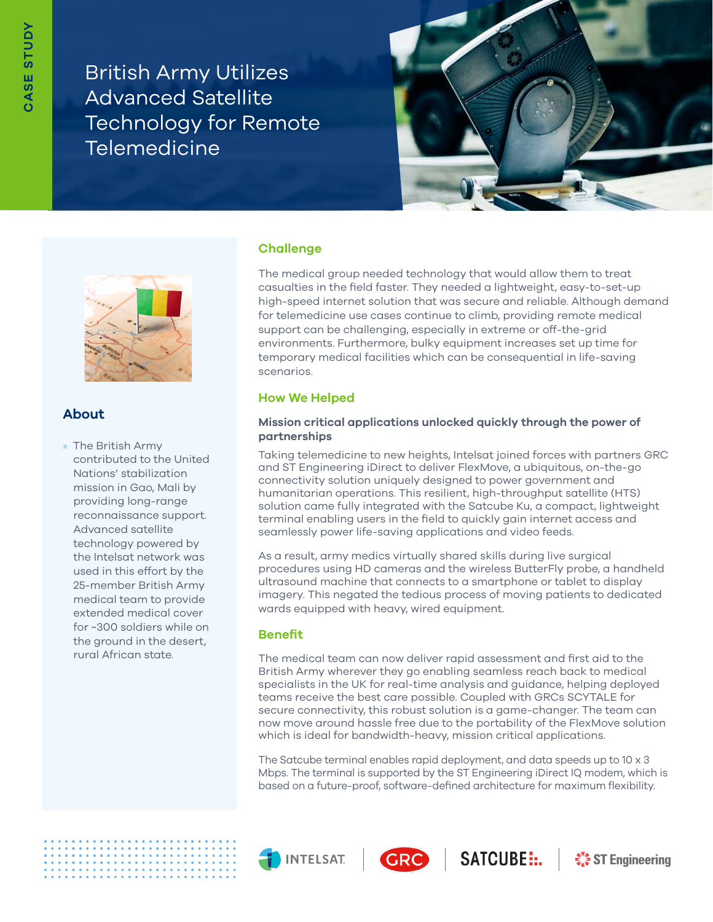CASE STUDY

# British Army Utilizes Advanced Satellite Technology for Remote Telemedicine

## About

» The British Army contributed to the United Nations' stabilization mission in Gao, Mali by providing long-range reconnaissance support. Advanced satellite technology powered by the Intelsat network was used in this effort by the 25-member British Army medical team to provide extended medical cover for ~300 soldiers while on the ground in the desert, rural African state.

## Challenge

The medical group needed technology that would allow them to treat casualties in the field faster. They needed a lightweight, easy-to-set-up high-speed internet solution that was secure and reliable. Although demand for telemedicine use cases continue to climb, providing remote medical support can be challenging, especially in extreme or off-the-grid environments. Furthermore, bulky equipment increases set up time for temporary medical facilities which can be consequential in life-saving scenarios.

## How We Helped

### Mission critical applications unlocked quickly through the power of partnerships

Taking telemedicine to new heights, Intelsat joined forces with partners GRC and ST Engineering iDirect to deliver FlexMove, a ubiquitous, on-the-go connectivity solution uniquely designed to power government and humanitarian operations. This resilient, high-throughput satellite (HTS) solution came fully integrated with the Satcube Ku, a compact, lightweight terminal enabling users in the field to quickly gain internet access and seamlessly power life-saving applications and video feeds.

As a result, army medics virtually shared skills during live surgical procedures using HD cameras and the wireless ButterFly probe, a handheld ultrasound machine that connects to a smartphone or tablet to display imagery. This negated the tedious process of moving patients to dedicated wards equipped with heavy, wired equipment.

## Benefit

The medical team can now deliver rapid assessment and first aid to the British Army wherever they go enabling seamless reach back to medical specialists in the UK for real-time analysis and guidance, helping deployed teams receive the best care possible. Coupled with GRCs SCYTALE for secure connectivity, this robust solution is a game-changer. The team can now move around hassle free due to the portability of the FlexMove solution which is ideal for bandwidth-heavy, mission critical applications.

The Satcube terminal enables rapid deployment, and data speeds up to 10 x 3 Mbps. The terminal is supported by the ST Engineering iDirect IQ modem, which is based on a future-proof, software-defined architecture for maximum flexibility.

INTELSAT | GRC | SATCUBE | ST Engineering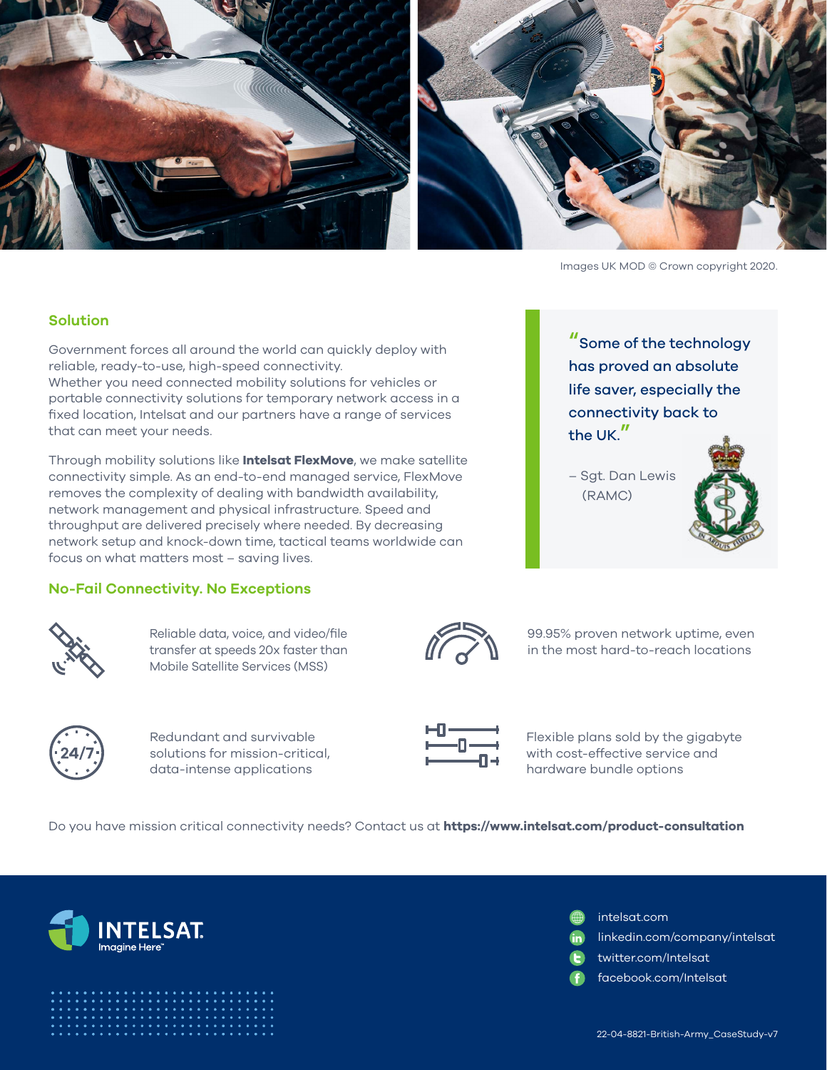Images UK MOD © Crown copyright 2020.

## Solution

Government forces all around the world can quickly deploy with reliable, ready-to-use, high-speed connectivity.
Whether you need connected mobility solutions for vehicles or portable connectivity solutions for temporary network access in a fixed location, Intelsat and our partners have a range of services that can meet your needs.

Through mobility solutions like **Intelsat FlexMove**, we make satellite connectivity simple. As an end-to-end managed service, FlexMove removes the complexity of dealing with bandwidth availability, network management and physical infrastructure. Speed and throughput are delivered precisely where needed. By decreasing network setup and knock-down time, tactical teams worldwide can focus on what matters most – saving lives.

> "Some of the technology has proved an absolute life saver, especially the connectivity back to the UK."
>
> – Sgt. Dan Lewis (RAMC)

## No-Fail Connectivity. No Exceptions

- Reliable data, voice, and video/file transfer at speeds 20x faster than Mobile Satellite Services (MSS)
- 99.95% proven network uptime, even in the most hard-to-reach locations
- Redundant and survivable solutions for mission-critical, data-intense applications
- Flexible plans sold by the gigabyte with cost-effective service and hardware bundle options

Do you have mission critical connectivity needs? Contact us at **https://www.intelsat.com/product-consultation**

INTELSAT. Imagine Here™

intelsat.com
linkedin.com/company/intelsat
twitter.com/Intelsat
facebook.com/Intelsat

22-04-8821-British-Army_CaseStudy-v7